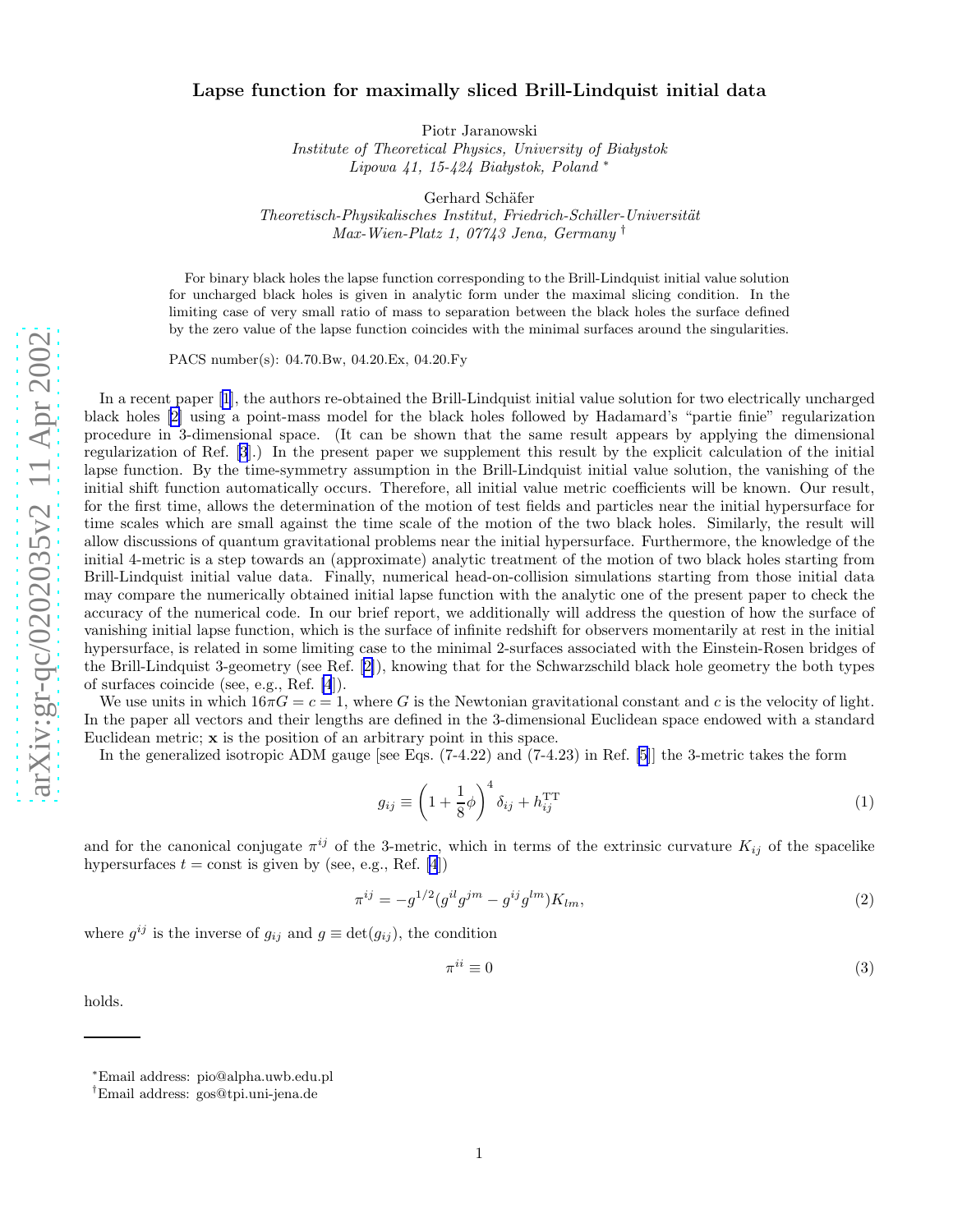# Lapse function for maximally sliced Brill-Lindquist initial data

Piotr Jaranowski
*Institute of Theoretical Physics, University of Białystok*
*Lipowa 41, 15-424 Białystok, Poland* [*]

Gerhard Schäfer
*Theoretisch-Physikalisches Institut, Friedrich-Schiller-Universität*
*Max-Wien-Platz 1, 07743 Jena, Germany* [†]

For binary black holes the lapse function corresponding to the Brill-Lindquist initial value solution for uncharged black holes is given in analytic form under the maximal slicing condition. In the limiting case of very small ratio of mass to separation between the black holes the surface defined by the zero value of the lapse function coincides with the minimal surfaces around the singularities.

PACS number(s): 04.70.Bw, 04.20.Ex, 04.20.Fy

In a recent paper [1], the authors re-obtained the Brill-Lindquist initial value solution for two electrically uncharged black holes [2] using a point-mass model for the black holes followed by Hadamard's "partie finie" regularization procedure in 3-dimensional space. (It can be shown that the same result appears by applying the dimensional regularization of Ref. [3].) In the present paper we supplement this result by the explicit calculation of the initial lapse function. By the time-symmetry assumption in the Brill-Lindquist initial value solution, the vanishing of the initial shift function automatically occurs. Therefore, all initial value metric coefficients will be known. Our result, for the first time, allows the determination of the motion of test fields and particles near the initial hypersurface for time scales which are small against the time scale of the motion of the two black holes. Similarly, the result will allow discussions of quantum gravitational problems near the initial hypersurface. Furthermore, the knowledge of the initial 4-metric is a step towards an (approximate) analytic treatment of the motion of two black holes starting from Brill-Lindquist initial value data. Finally, numerical head-on-collision simulations starting from those initial data may compare the numerically obtained initial lapse function with the analytic one of the present paper to check the accuracy of the numerical code. In our brief report, we additionally will address the question of how the surface of vanishing initial lapse function, which is the surface of infinite redshift for observers momentarily at rest in the initial hypersurface, is related in some limiting case to the minimal 2-surfaces associated with the Einstein-Rosen bridges of the Brill-Lindquist 3-geometry (see Ref. [2]), knowing that for the Schwarzschild black hole geometry the both types of surfaces coincide (see, e.g., Ref. [4]).

We use units in which $16\pi G = c = 1$, where $G$ is the Newtonian gravitational constant and $c$ is the velocity of light. In the paper all vectors and their lengths are defined in the 3-dimensional Euclidean space endowed with a standard Euclidean metric; $\mathbf{x}$ is the position of an arbitrary point in this space.

In the generalized isotropic ADM gauge [see Eqs. (7-4.22) and (7-4.23) in Ref. [5]] the 3-metric takes the form

$$g_{ij} \equiv \left(1 + \frac{1}{8}\phi\right)^4 \delta_{ij} + h_{ij}^{\mathrm{TT}} \tag{1}$$

and for the canonical conjugate $\pi^{ij}$ of the 3-metric, which in terms of the extrinsic curvature $K_{ij}$ of the spacelike hypersurfaces $t = \text{const}$ is given by (see, e.g., Ref. [4])

$$\pi^{ij} = -g^{1/2}(g^{il}g^{jm} - g^{ij}g^{lm})K_{lm}, \tag{2}$$

where $g^{ij}$ is the inverse of $g_{ij}$ and $g \equiv \det(g_{ij})$, the condition

$$\pi^{ii} \equiv 0 \tag{3}$$

holds.

[*] Email address: pio@alpha.uwb.edu.pl
[†] Email address: gos@tpi.uni-jena.de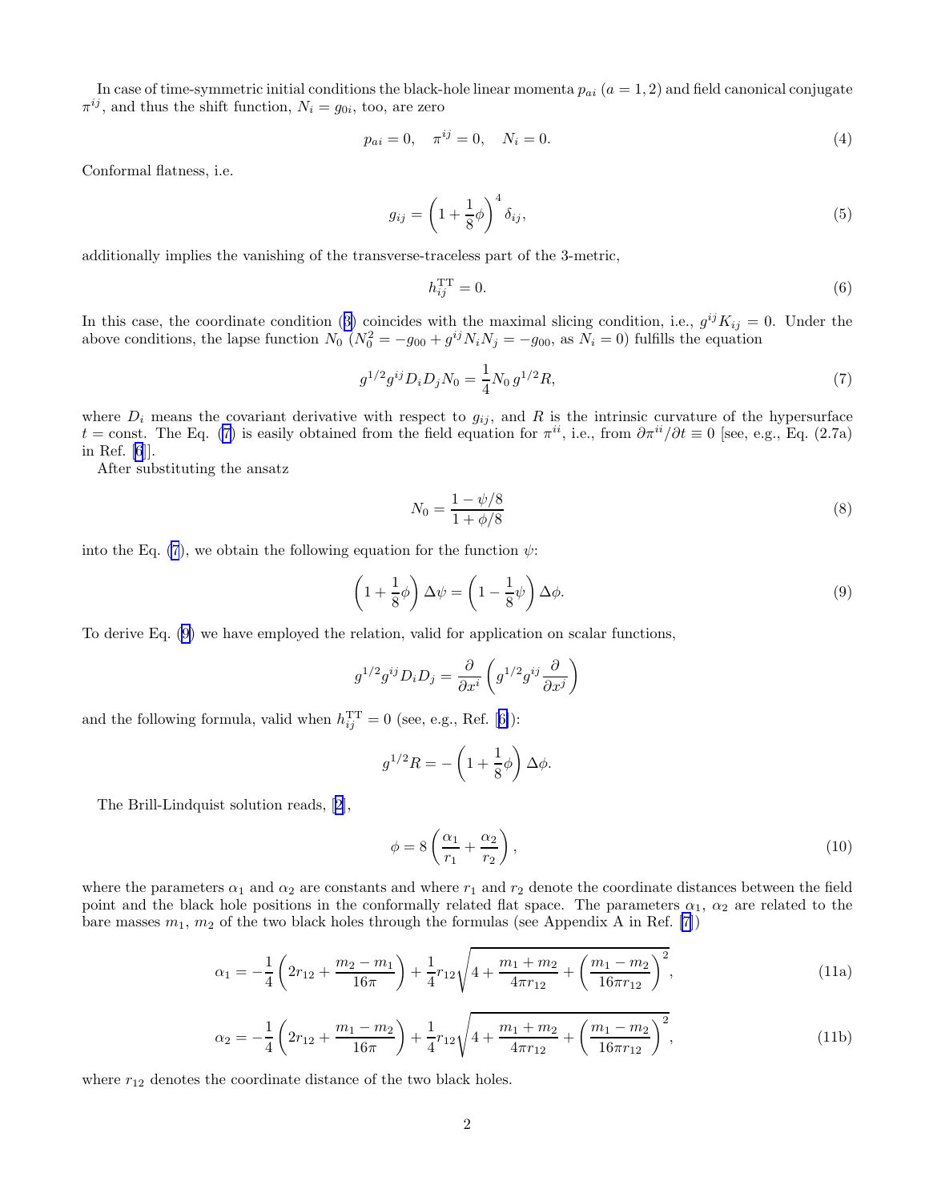In case of time-symmetric initial conditions the black-hole linear momenta $p_{ai}$ ($a = 1, 2$) and field canonical conjugate $\pi^{ij}$, and thus the shift function, $N_i = g_{0i}$, too, are zero

$$p_{ai} = 0, \quad \pi^{ij} = 0, \quad N_i = 0. \tag{4}$$

Conformal flatness, i.e.

$$g_{ij} = \left(1 + \frac{1}{8}\phi\right)^4 \delta_{ij}, \tag{5}$$

additionally implies the vanishing of the transverse-traceless part of the 3-metric,

$$h_{ij}^{\rm TT} = 0. \tag{6}$$

In this case, the coordinate condition (3) coincides with the maximal slicing condition, i.e., $g^{ij}K_{ij} = 0$. Under the above conditions, the lapse function $N_0$ ($N_0^2 = -g_{00} + g^{ij}N_iN_j = -g_{00}$, as $N_i = 0$) fulfills the equation

$$g^{1/2}g^{ij}D_iD_jN_0 = \frac{1}{4}N_0\, g^{1/2}R, \tag{7}$$

where $D_i$ means the covariant derivative with respect to $g_{ij}$, and $R$ is the intrinsic curvature of the hypersurface $t = \text{const}$. The Eq. (7) is easily obtained from the field equation for $\pi^{ii}$, i.e., from $\partial\pi^{ii}/\partial t \equiv 0$ [see, e.g., Eq. (2.7a) in Ref. [6]].

After substituting the ansatz

$$N_0 = \frac{1 - \psi/8}{1 + \phi/8} \tag{8}$$

into the Eq. (7), we obtain the following equation for the function $\psi$:

$$\left(1 + \frac{1}{8}\phi\right)\Delta\psi = \left(1 - \frac{1}{8}\psi\right)\Delta\phi. \tag{9}$$

To derive Eq. (9) we have employed the relation, valid for application on scalar functions,

$$g^{1/2}g^{ij}D_iD_j = \frac{\partial}{\partial x^i}\left(g^{1/2}g^{ij}\frac{\partial}{\partial x^j}\right)$$

and the following formula, valid when $h_{ij}^{\rm TT} = 0$ (see, e.g., Ref. [6]):

$$g^{1/2}R = -\left(1 + \frac{1}{8}\phi\right)\Delta\phi.$$

The Brill-Lindquist solution reads, [2],

$$\phi = 8\left(\frac{\alpha_1}{r_1} + \frac{\alpha_2}{r_2}\right), \tag{10}$$

where the parameters $\alpha_1$ and $\alpha_2$ are constants and where $r_1$ and $r_2$ denote the coordinate distances between the field point and the black hole positions in the conformally related flat space. The parameters $\alpha_1$, $\alpha_2$ are related to the bare masses $m_1$, $m_2$ of the two black holes through the formulas (see Appendix A in Ref. [7])

$$\alpha_1 = -\frac{1}{4}\left(2r_{12} + \frac{m_2 - m_1}{16\pi}\right) + \frac{1}{4}r_{12}\sqrt{4 + \frac{m_1 + m_2}{4\pi r_{12}} + \left(\frac{m_1 - m_2}{16\pi r_{12}}\right)^2}, \tag{11a}$$

$$\alpha_2 = -\frac{1}{4}\left(2r_{12} + \frac{m_1 - m_2}{16\pi}\right) + \frac{1}{4}r_{12}\sqrt{4 + \frac{m_1 + m_2}{4\pi r_{12}} + \left(\frac{m_1 - m_2}{16\pi r_{12}}\right)^2}, \tag{11b}$$

where $r_{12}$ denotes the coordinate distance of the two black holes.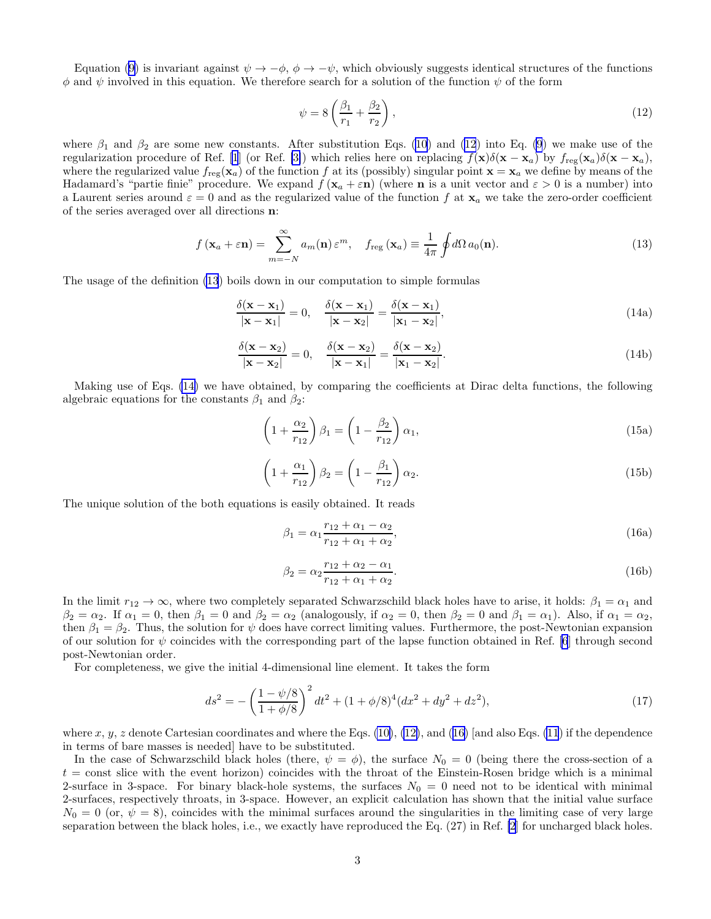Equation (9) is invariant against $\psi \to -\phi$, $\phi \to -\psi$, which obviously suggests identical structures of the functions $\phi$ and $\psi$ involved in this equation. We therefore search for a solution of the function $\psi$ of the form

$$\psi = 8\left(\frac{\beta_1}{r_1} + \frac{\beta_2}{r_2}\right), \tag{12}$$

where $\beta_1$ and $\beta_2$ are some new constants. After substitution Eqs. (10) and (12) into Eq. (9) we make use of the regularization procedure of Ref. [1] (or Ref. [3]) which relies here on replacing $f(\mathbf{x})\delta(\mathbf{x}-\mathbf{x}_a)$ by $f_{\text{reg}}(\mathbf{x}_a)\delta(\mathbf{x}-\mathbf{x}_a)$, where the regularized value $f_{\text{reg}}(\mathbf{x}_a)$ of the function $f$ at its (possibly) singular point $\mathbf{x}=\mathbf{x}_a$ we define by means of the Hadamard's "partie finie" procedure. We expand $f(\mathbf{x}_a + \varepsilon\mathbf{n})$ (where $\mathbf{n}$ is a unit vector and $\varepsilon > 0$ is a number) into a Laurent series around $\varepsilon = 0$ and as the regularized value of the function $f$ at $\mathbf{x}_a$ we take the zero-order coefficient of the series averaged over all directions $\mathbf{n}$:

$$f(\mathbf{x}_a + \varepsilon\mathbf{n}) = \sum_{m=-N}^{\infty} a_m(\mathbf{n})\,\varepsilon^m, \quad f_{\text{reg}}(\mathbf{x}_a) \equiv \frac{1}{4\pi}\oint d\Omega\, a_0(\mathbf{n}). \tag{13}$$

The usage of the definition (13) boils down in our computation to simple formulas

$$\frac{\delta(\mathbf{x}-\mathbf{x}_1)}{|\mathbf{x}-\mathbf{x}_1|} = 0, \quad \frac{\delta(\mathbf{x}-\mathbf{x}_1)}{|\mathbf{x}-\mathbf{x}_2|} = \frac{\delta(\mathbf{x}-\mathbf{x}_1)}{|\mathbf{x}_1-\mathbf{x}_2|}, \tag{14a}$$

$$\frac{\delta(\mathbf{x}-\mathbf{x}_2)}{|\mathbf{x}-\mathbf{x}_2|} = 0, \quad \frac{\delta(\mathbf{x}-\mathbf{x}_2)}{|\mathbf{x}-\mathbf{x}_1|} = \frac{\delta(\mathbf{x}-\mathbf{x}_2)}{|\mathbf{x}_1-\mathbf{x}_2|}. \tag{14b}$$

Making use of Eqs. (14) we have obtained, by comparing the coefficients at Dirac delta functions, the following algebraic equations for the constants $\beta_1$ and $\beta_2$:

$$\left(1 + \frac{\alpha_2}{r_{12}}\right)\beta_1 = \left(1 - \frac{\beta_2}{r_{12}}\right)\alpha_1, \tag{15a}$$

$$\left(1 + \frac{\alpha_1}{r_{12}}\right)\beta_2 = \left(1 - \frac{\beta_1}{r_{12}}\right)\alpha_2. \tag{15b}$$

The unique solution of the both equations is easily obtained. It reads

$$\beta_1 = \alpha_1 \frac{r_{12} + \alpha_1 - \alpha_2}{r_{12} + \alpha_1 + \alpha_2}, \tag{16a}$$

$$\beta_2 = \alpha_2 \frac{r_{12} + \alpha_2 - \alpha_1}{r_{12} + \alpha_1 + \alpha_2}. \tag{16b}$$

In the limit $r_{12} \to \infty$, where two completely separated Schwarzschild black holes have to arise, it holds: $\beta_1 = \alpha_1$ and $\beta_2 = \alpha_2$. If $\alpha_1 = 0$, then $\beta_1 = 0$ and $\beta_2 = \alpha_2$ (analogously, if $\alpha_2 = 0$, then $\beta_2 = 0$ and $\beta_1 = \alpha_1$). Also, if $\alpha_1 = \alpha_2$, then $\beta_1 = \beta_2$. Thus, the solution for $\psi$ does have correct limiting values. Furthermore, the post-Newtonian expansion of our solution for $\psi$ coincides with the corresponding part of the lapse function obtained in Ref. [6] through second post-Newtonian order.

For completeness, we give the initial 4-dimensional line element. It takes the form

$$ds^2 = -\left(\frac{1-\psi/8}{1+\phi/8}\right)^2 dt^2 + (1+\phi/8)^4(dx^2 + dy^2 + dz^2), \tag{17}$$

where $x$, $y$, $z$ denote Cartesian coordinates and where the Eqs. (10), (12), and (16) [and also Eqs. (11) if the dependence in terms of bare masses is needed] have to be substituted.

In the case of Schwarzschild black holes (there, $\psi = \phi$), the surface $N_0 = 0$ (being there the cross-section of a $t = \text{const}$ slice with the event horizon) coincides with the throat of the Einstein-Rosen bridge which is a minimal 2-surface in 3-space. For binary black-hole systems, the surfaces $N_0 = 0$ need not to be identical with minimal 2-surfaces, respectively throats, in 3-space. However, an explicit calculation has shown that the initial value surface $N_0 = 0$ (or, $\psi = 8$), coincides with the minimal surfaces around the singularities in the limiting case of very large separation between the black holes, i.e., we exactly have reproduced the Eq. (27) in Ref. [2] for uncharged black holes.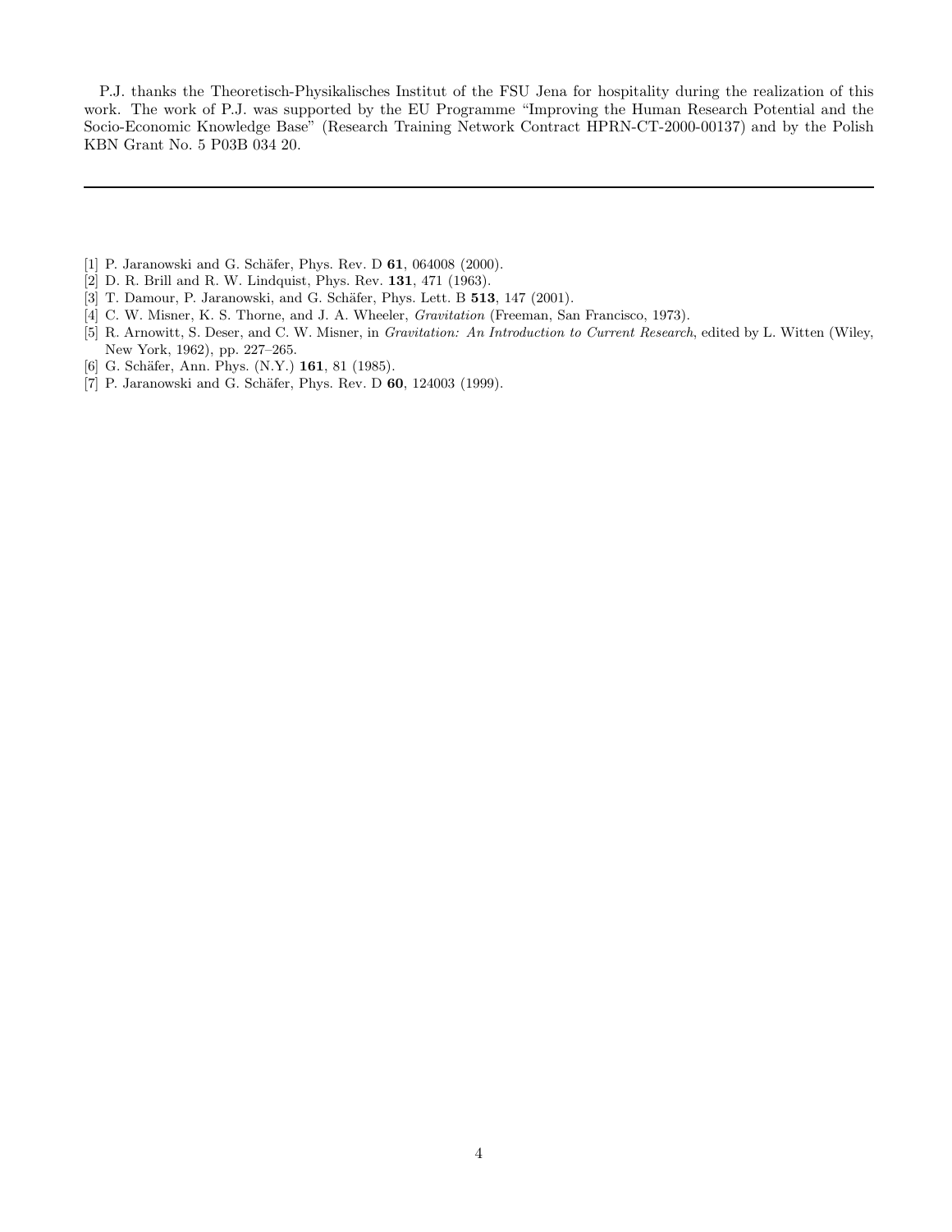P.J. thanks the Theoretisch-Physikalisches Institut of the FSU Jena for hospitality during the realization of this work. The work of P.J. was supported by the EU Programme "Improving the Human Research Potential and the Socio-Economic Knowledge Base" (Research Training Network Contract HPRN-CT-2000-00137) and by the Polish KBN Grant No. 5 P03B 034 20.

---

[1] P. Jaranowski and G. Schäfer, Phys. Rev. D **61**, 064008 (2000).
[2] D. R. Brill and R. W. Lindquist, Phys. Rev. **131**, 471 (1963).
[3] T. Damour, P. Jaranowski, and G. Schäfer, Phys. Lett. B **513**, 147 (2001).
[4] C. W. Misner, K. S. Thorne, and J. A. Wheeler, *Gravitation* (Freeman, San Francisco, 1973).
[5] R. Arnowitt, S. Deser, and C. W. Misner, in *Gravitation: An Introduction to Current Research*, edited by L. Witten (Wiley, New York, 1962), pp. 227–265.
[6] G. Schäfer, Ann. Phys. (N.Y.) **161**, 81 (1985).
[7] P. Jaranowski and G. Schäfer, Phys. Rev. D **60**, 124003 (1999).